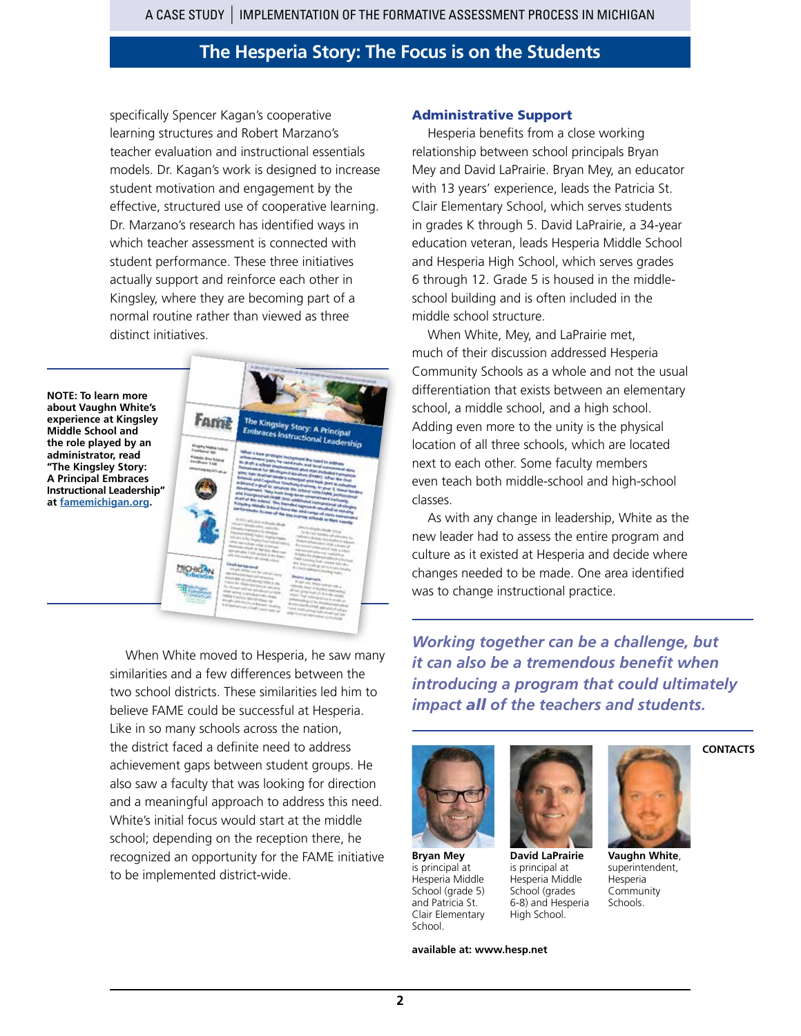## The Hesperia Story: The Focus is on the Students

specifically Spencer Kagan's cooperative learning structures and Robert Marzano's teacher evaluation and instructional essentials models. Dr. Kagan's work is designed to increase student motivation and engagement by the effective, structured use of cooperative learning. Dr. Marzano's research has identified ways in which teacher assessment is connected with student performance. These three initiatives actually support and reinforce each other in Kingsley, where they are becoming part of a normal routine rather than viewed as three distinct initiatives.

**NOTE: To learn more about Vaughn White's experience at Kingsley Middle School and the role played by an administrator, read "The Kingsley Story: A Principal Embraces Instructional Leadership" at famemichigan.org.**

When White moved to Hesperia, he saw many similarities and a few differences between the two school districts. These similarities led him to believe FAME could be successful at Hesperia. Like in so many schools across the nation, the district faced a definite need to address achievement gaps between student groups. He also saw a faculty that was looking for direction and a meaningful approach to address this need. White's initial focus would start at the middle school; depending on the reception there, he recognized an opportunity for the FAME initiative to be implemented district-wide.

### Administrative Support

Hesperia benefits from a close working relationship between school principals Bryan Mey and David LaPrairie. Bryan Mey, an educator with 13 years' experience, leads the Patricia St. Clair Elementary School, which serves students in grades K through 5. David LaPrairie, a 34-year education veteran, leads Hesperia Middle School and Hesperia High School, which serves grades 6 through 12. Grade 5 is housed in the middle-school building and is often included in the middle school structure.

When White, Mey, and LaPrairie met, much of their discussion addressed Hesperia Community Schools as a whole and not the usual differentiation that exists between an elementary school, a middle school, and a high school. Adding even more to the unity is the physical location of all three schools, which are located next to each other. Some faculty members even teach both middle-school and high-school classes.

As with any change in leadership, White as the new leader had to assess the entire program and culture as it existed at Hesperia and decide where changes needed to be made. One area identified was to change instructional practice.

*Working together can be a challenge, but it can also be a tremendous benefit when introducing a program that could ultimately impact **all** of the teachers and students.*

**CONTACTS**

**Bryan Mey** is principal at Hesperia Middle School (grade 5) and Patricia St. Clair Elementary School.

**David LaPrairie** is principal at Hesperia Middle School (grades 6-8) and Hesperia High School.

**Vaughn White**, superintendent, Hesperia Community Schools.

**available at: www.hesp.net**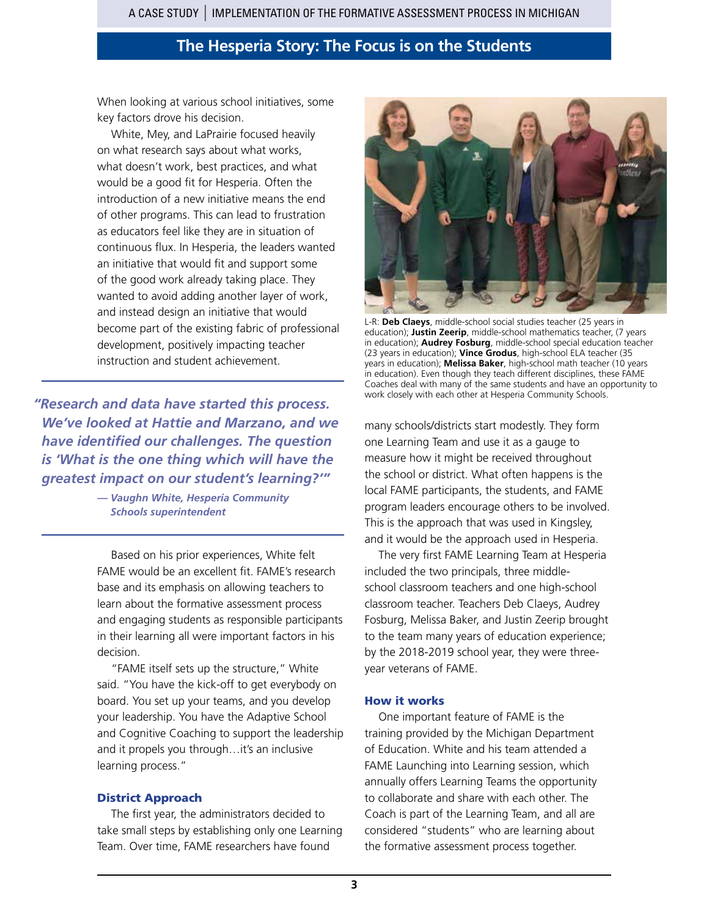## The Hesperia Story: The Focus is on the Students

When looking at various school initiatives, some key factors drove his decision.

White, Mey, and LaPrairie focused heavily on what research says about what works, what doesn't work, best practices, and what would be a good fit for Hesperia. Often the introduction of a new initiative means the end of other programs. This can lead to frustration as educators feel like they are in situation of continuous flux. In Hesperia, the leaders wanted an initiative that would fit and support some of the good work already taking place. They wanted to avoid adding another layer of work, and instead design an initiative that would become part of the existing fabric of professional development, positively impacting teacher instruction and student achievement.

> ***"Research and data have started this process. We've looked at Hattie and Marzano, and we have identified our challenges. The question is 'What is the one thing which will have the greatest impact on our student's learning?'"***
>
> ***— Vaughn White, Hesperia Community Schools superintendent***

Based on his prior experiences, White felt FAME would be an excellent fit. FAME's research base and its emphasis on allowing teachers to learn about the formative assessment process and engaging students as responsible participants in their learning all were important factors in his decision.

"FAME itself sets up the structure," White said. "You have the kick-off to get everybody on board. You set up your teams, and you develop your leadership. You have the Adaptive School and Cognitive Coaching to support the leadership and it propels you through…it's an inclusive learning process."

### District Approach

The first year, the administrators decided to take small steps by establishing only one Learning Team. Over time, FAME researchers have found many schools/districts start modestly. They form one Learning Team and use it as a gauge to measure how it might be received throughout the school or district. What often happens is the local FAME participants, the students, and FAME program leaders encourage others to be involved. This is the approach that was used in Kingsley, and it would be the approach used in Hesperia.

L-R: **Deb Claeys**, middle-school social studies teacher (25 years in education); **Justin Zeerip**, middle-school mathematics teacher, (7 years in education); **Audrey Fosburg**, middle-school special education teacher (23 years in education); **Vince Grodus**, high-school ELA teacher (35 years in education); **Melissa Baker**, high-school math teacher (10 years in education). Even though they teach different disciplines, these FAME Coaches deal with many of the same students and have an opportunity to work closely with each other at Hesperia Community Schools.

The very first FAME Learning Team at Hesperia included the two principals, three middle-school classroom teachers and one high-school classroom teacher. Teachers Deb Claeys, Audrey Fosburg, Melissa Baker, and Justin Zeerip brought to the team many years of education experience; by the 2018-2019 school year, they were three-year veterans of FAME.

### How it works

One important feature of FAME is the training provided by the Michigan Department of Education. White and his team attended a FAME Launching into Learning session, which annually offers Learning Teams the opportunity to collaborate and share with each other. The Coach is part of the Learning Team, and all are considered "students" who are learning about the formative assessment process together.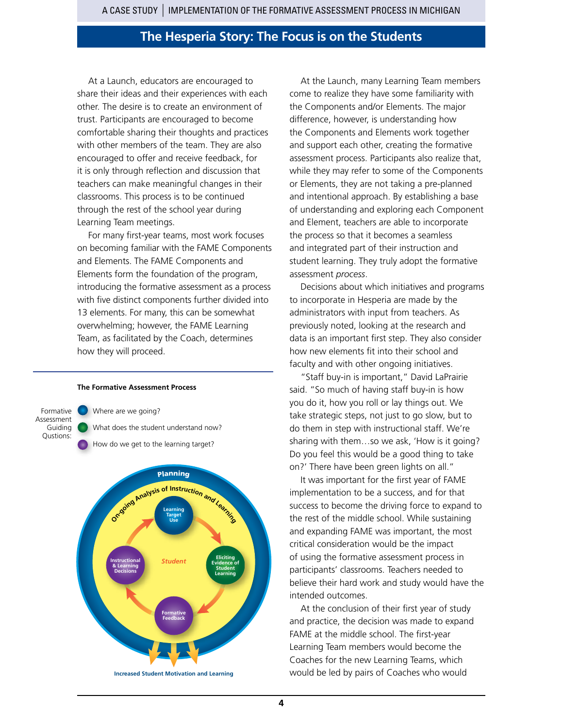## The Hesperia Story: The Focus is on the Students

At a Launch, educators are encouraged to share their ideas and their experiences with each other. The desire is to create an environment of trust. Participants are encouraged to become comfortable sharing their thoughts and practices with other members of the team. They are also encouraged to offer and receive feedback, for it is only through reflection and discussion that teachers can make meaningful changes in their classrooms. This process is to be continued through the rest of the school year during Learning Team meetings.

For many first-year teams, most work focuses on becoming familiar with the FAME Components and Elements. The FAME Components and Elements form the foundation of the program, introducing the formative assessment as a process with five distinct components further divided into 13 elements. For many, this can be somewhat overwhelming; however, the FAME Learning Team, as facilitated by the Coach, determines how they will proceed.

**The Formative Assessment Process**

Formative Assessment Guiding Qustions:

- Where are we going?
- What does the student understand now?
- How do we get to the learning target?

Planning

On-going Analysis of Instruction and Learning

Learning Target Use → Eliciting Evidence of Student Learning → Formative Feedback → Instructional & Learning Decisions

Student

Increased Student Motivation and Learning

At the Launch, many Learning Team members come to realize they have some familiarity with the Components and/or Elements. The major difference, however, is understanding how the Components and Elements work together and support each other, creating the formative assessment process. Participants also realize that, while they may refer to some of the Components or Elements, they are not taking a pre-planned and intentional approach. By establishing a base of understanding and exploring each Component and Element, teachers are able to incorporate the process so that it becomes a seamless and integrated part of their instruction and student learning. They truly adopt the formative assessment *process*.

Decisions about which initiatives and programs to incorporate in Hesperia are made by the administrators with input from teachers. As previously noted, looking at the research and data is an important first step. They also consider how new elements fit into their school and faculty and with other ongoing initiatives.

"Staff buy-in is important," David LaPrairie said. "So much of having staff buy-in is how you do it, how you roll or lay things out. We take strategic steps, not just to go slow, but to do them in step with instructional staff. We're sharing with them…so we ask, 'How is it going? Do you feel this would be a good thing to take on?' There have been green lights on all."

It was important for the first year of FAME implementation to be a success, and for that success to become the driving force to expand to the rest of the middle school. While sustaining and expanding FAME was important, the most critical consideration would be the impact of using the formative assessment process in participants' classrooms. Teachers needed to believe their hard work and study would have the intended outcomes.

At the conclusion of their first year of study and practice, the decision was made to expand FAME at the middle school. The first-year Learning Team members would become the Coaches for the new Learning Teams, which would be led by pairs of Coaches who would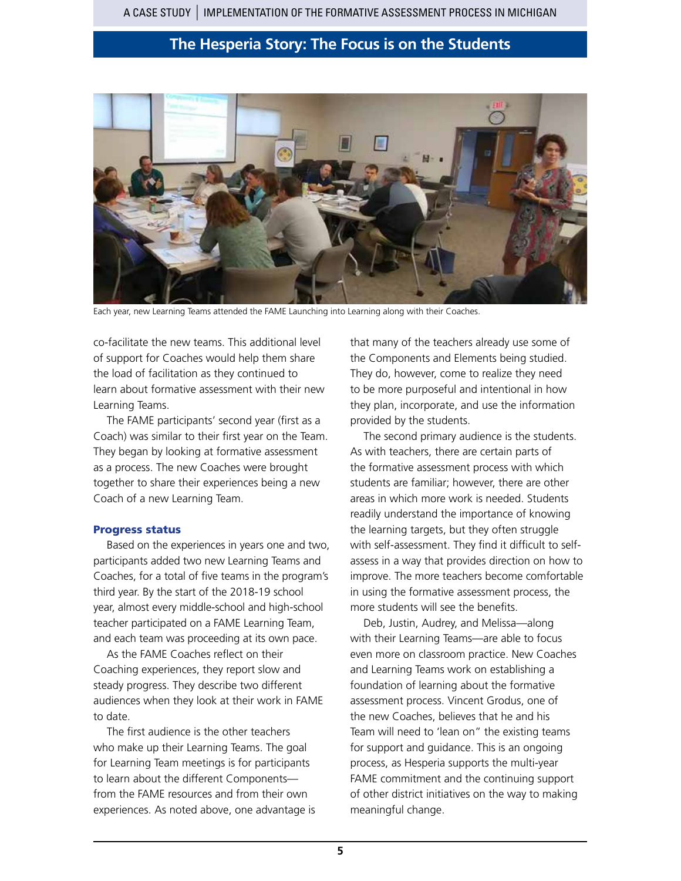Each year, new Learning Teams attended the FAME Launching into Learning along with their Coaches.

co-facilitate the new teams. This additional level of support for Coaches would help them share the load of facilitation as they continued to learn about formative assessment with their new Learning Teams.

The FAME participants' second year (first as a Coach) was similar to their first year on the Team. They began by looking at formative assessment as a process. The new Coaches were brought together to share their experiences being a new Coach of a new Learning Team.

### Progress status

Based on the experiences in years one and two, participants added two new Learning Teams and Coaches, for a total of five teams in the program's third year. By the start of the 2018-19 school year, almost every middle-school and high-school teacher participated on a FAME Learning Team, and each team was proceeding at its own pace.

As the FAME Coaches reflect on their Coaching experiences, they report slow and steady progress. They describe two different audiences when they look at their work in FAME to date.

The first audience is the other teachers who make up their Learning Teams. The goal for Learning Team meetings is for participants to learn about the different Components—from the FAME resources and from their own experiences. As noted above, one advantage is that many of the teachers already use some of the Components and Elements being studied. They do, however, come to realize they need to be more purposeful and intentional in how they plan, incorporate, and use the information provided by the students.

The second primary audience is the students. As with teachers, there are certain parts of the formative assessment process with which students are familiar; however, there are other areas in which more work is needed. Students readily understand the importance of knowing the learning targets, but they often struggle with self-assessment. They find it difficult to self-assess in a way that provides direction on how to improve. The more teachers become comfortable in using the formative assessment process, the more students will see the benefits.

Deb, Justin, Audrey, and Melissa—along with their Learning Teams—are able to focus even more on classroom practice. New Coaches and Learning Teams work on establishing a foundation of learning about the formative assessment process. Vincent Grodus, one of the new Coaches, believes that he and his Team will need to 'lean on" the existing teams for support and guidance. This is an ongoing process, as Hesperia supports the multi-year FAME commitment and the continuing support of other district initiatives on the way to making meaningful change.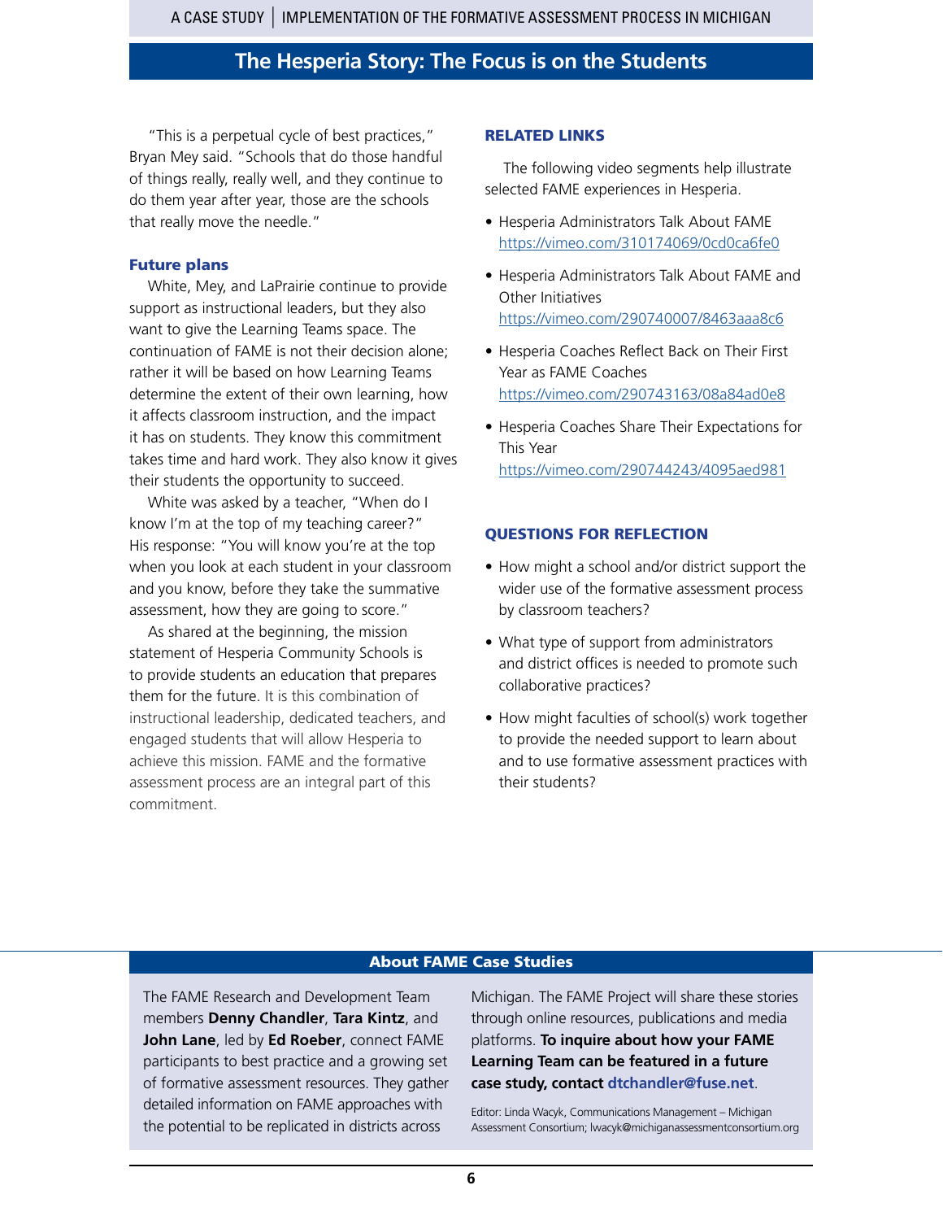"This is a perpetual cycle of best practices," Bryan Mey said. "Schools that do those handful of things really, really well, and they continue to do them year after year, those are the schools that really move the needle."

### Future plans

White, Mey, and LaPrairie continue to provide support as instructional leaders, but they also want to give the Learning Teams space. The continuation of FAME is not their decision alone; rather it will be based on how Learning Teams determine the extent of their own learning, how it affects classroom instruction, and the impact it has on students. They know this commitment takes time and hard work. They also know it gives their students the opportunity to succeed.

White was asked by a teacher, "When do I know I'm at the top of my teaching career?" His response: "You will know you're at the top when you look at each student in your classroom and you know, before they take the summative assessment, how they are going to score."

As shared at the beginning, the mission statement of Hesperia Community Schools is to provide students an education that prepares them for the future. It is this combination of instructional leadership, dedicated teachers, and engaged students that will allow Hesperia to achieve this mission. FAME and the formative assessment process are an integral part of this commitment.

### RELATED LINKS

The following video segments help illustrate selected FAME experiences in Hesperia.

- Hesperia Administrators Talk About FAME
  https://vimeo.com/310174069/0cd0ca6fe0
- Hesperia Administrators Talk About FAME and Other Initiatives
  https://vimeo.com/290740007/8463aaa8c6
- Hesperia Coaches Reflect Back on Their First Year as FAME Coaches
  https://vimeo.com/290743163/08a84ad0e8
- Hesperia Coaches Share Their Expectations for This Year
  https://vimeo.com/290744243/4095aed981

### QUESTIONS FOR REFLECTION

- How might a school and/or district support the wider use of the formative assessment process by classroom teachers?
- What type of support from administrators and district offices is needed to promote such collaborative practices?
- How might faculties of school(s) work together to provide the needed support to learn about and to use formative assessment practices with their students?

### About FAME Case Studies

The FAME Research and Development Team members **Denny Chandler**, **Tara Kintz**, and **John Lane**, led by **Ed Roeber**, connect FAME participants to best practice and a growing set of formative assessment resources. They gather detailed information on FAME approaches with the potential to be replicated in districts across Michigan. The FAME Project will share these stories through online resources, publications and media platforms. **To inquire about how your FAME Learning Team can be featured in a future case study, contact dtchandler@fuse.net**.

Editor: Linda Wacyk, Communications Management – Michigan Assessment Consortium; lwacyk@michiganassessmentconsortium.org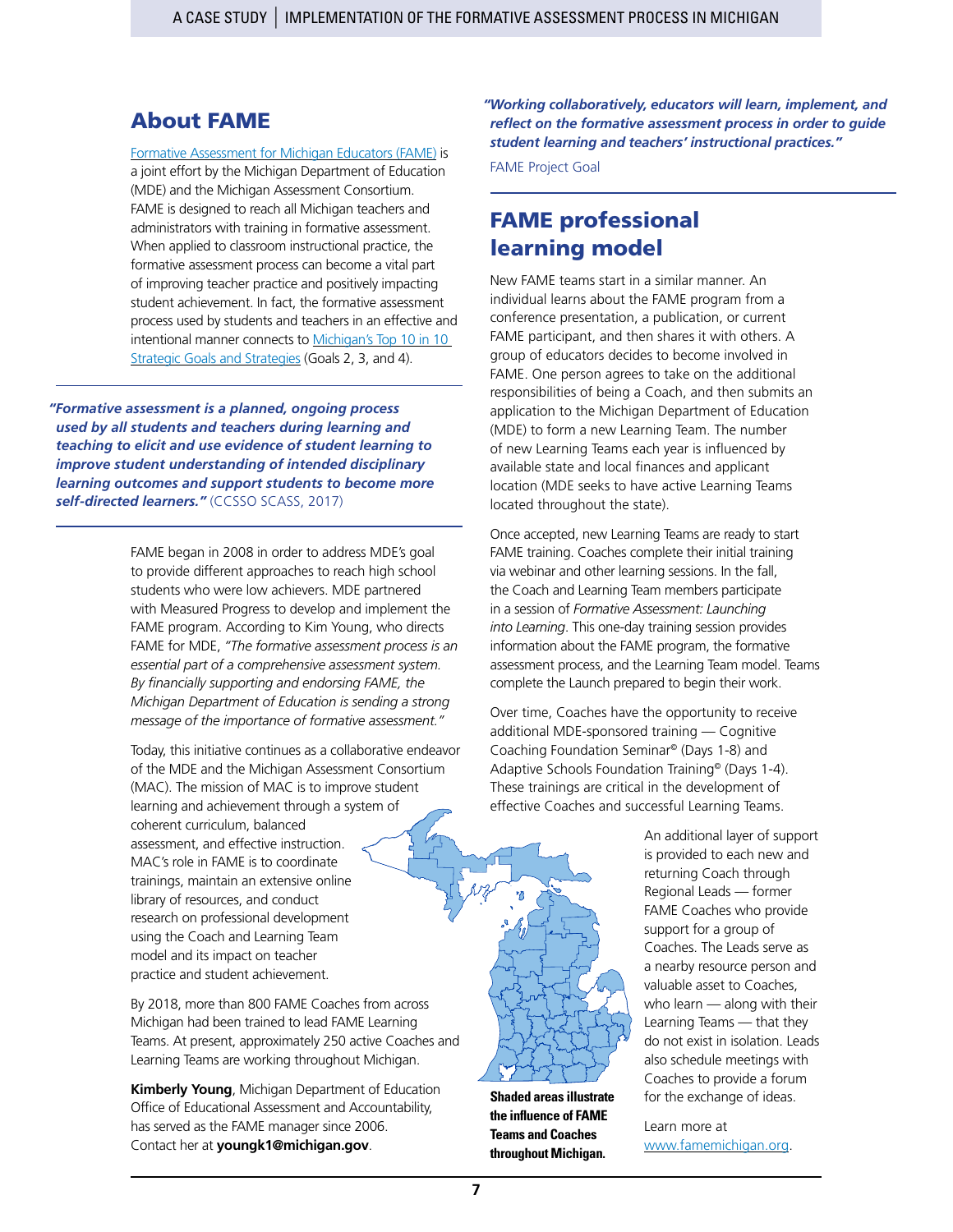## About FAME

Formative Assessment for Michigan Educators (FAME) is a joint effort by the Michigan Department of Education (MDE) and the Michigan Assessment Consortium. FAME is designed to reach all Michigan teachers and administrators with training in formative assessment. When applied to classroom instructional practice, the formative assessment process can become a vital part of improving teacher practice and positively impacting student achievement. In fact, the formative assessment process used by students and teachers in an effective and intentional manner connects to Michigan's Top 10 in 10 Strategic Goals and Strategies (Goals 2, 3, and 4).

***"Formative assessment is a planned, ongoing process used by all students and teachers during learning and teaching to elicit and use evidence of student learning to improve student understanding of intended disciplinary learning outcomes and support students to become more self-directed learners."*** (CCSSO SCASS, 2017)

FAME began in 2008 in order to address MDE's goal to provide different approaches to reach high school students who were low achievers. MDE partnered with Measured Progress to develop and implement the FAME program. According to Kim Young, who directs FAME for MDE, *"The formative assessment process is an essential part of a comprehensive assessment system. By financially supporting and endorsing FAME, the Michigan Department of Education is sending a strong message of the importance of formative assessment."*

Today, this initiative continues as a collaborative endeavor of the MDE and the Michigan Assessment Consortium (MAC). The mission of MAC is to improve student learning and achievement through a system of coherent curriculum, balanced assessment, and effective instruction. MAC's role in FAME is to coordinate trainings, maintain an extensive online library of resources, and conduct research on professional development using the Coach and Learning Team model and its impact on teacher practice and student achievement.

By 2018, more than 800 FAME Coaches from across Michigan had been trained to lead FAME Learning Teams. At present, approximately 250 active Coaches and Learning Teams are working throughout Michigan.

**Kimberly Young**, Michigan Department of Education Office of Educational Assessment and Accountability, has served as the FAME manager since 2006. Contact her at **youngk1@michigan.gov**.

***"Working collaboratively, educators will learn, implement, and reflect on the formative assessment process in order to guide student learning and teachers' instructional practices."***

FAME Project Goal

## FAME professional learning model

New FAME teams start in a similar manner. An individual learns about the FAME program from a conference presentation, a publication, or current FAME participant, and then shares it with others. A group of educators decides to become involved in FAME. One person agrees to take on the additional responsibilities of being a Coach, and then submits an application to the Michigan Department of Education (MDE) to form a new Learning Team. The number of new Learning Teams each year is influenced by available state and local finances and applicant location (MDE seeks to have active Learning Teams located throughout the state).

Once accepted, new Learning Teams are ready to start FAME training. Coaches complete their initial training via webinar and other learning sessions. In the fall, the Coach and Learning Team members participate in a session of *Formative Assessment: Launching into Learning*. This one-day training session provides information about the FAME program, the formative assessment process, and the Learning Team model. Teams complete the Launch prepared to begin their work.

Over time, Coaches have the opportunity to receive additional MDE-sponsored training — Cognitive Coaching Foundation Seminar© (Days 1-8) and Adaptive Schools Foundation Training© (Days 1-4). These trainings are critical in the development of effective Coaches and successful Learning Teams.

**Shaded areas illustrate the influence of FAME Teams and Coaches throughout Michigan.**

An additional layer of support is provided to each new and returning Coach through Regional Leads — former FAME Coaches who provide support for a group of Coaches. The Leads serve as a nearby resource person and valuable asset to Coaches, who learn — along with their Learning Teams — that they do not exist in isolation. Leads also schedule meetings with Coaches to provide a forum for the exchange of ideas.

Learn more at www.famemichigan.org.